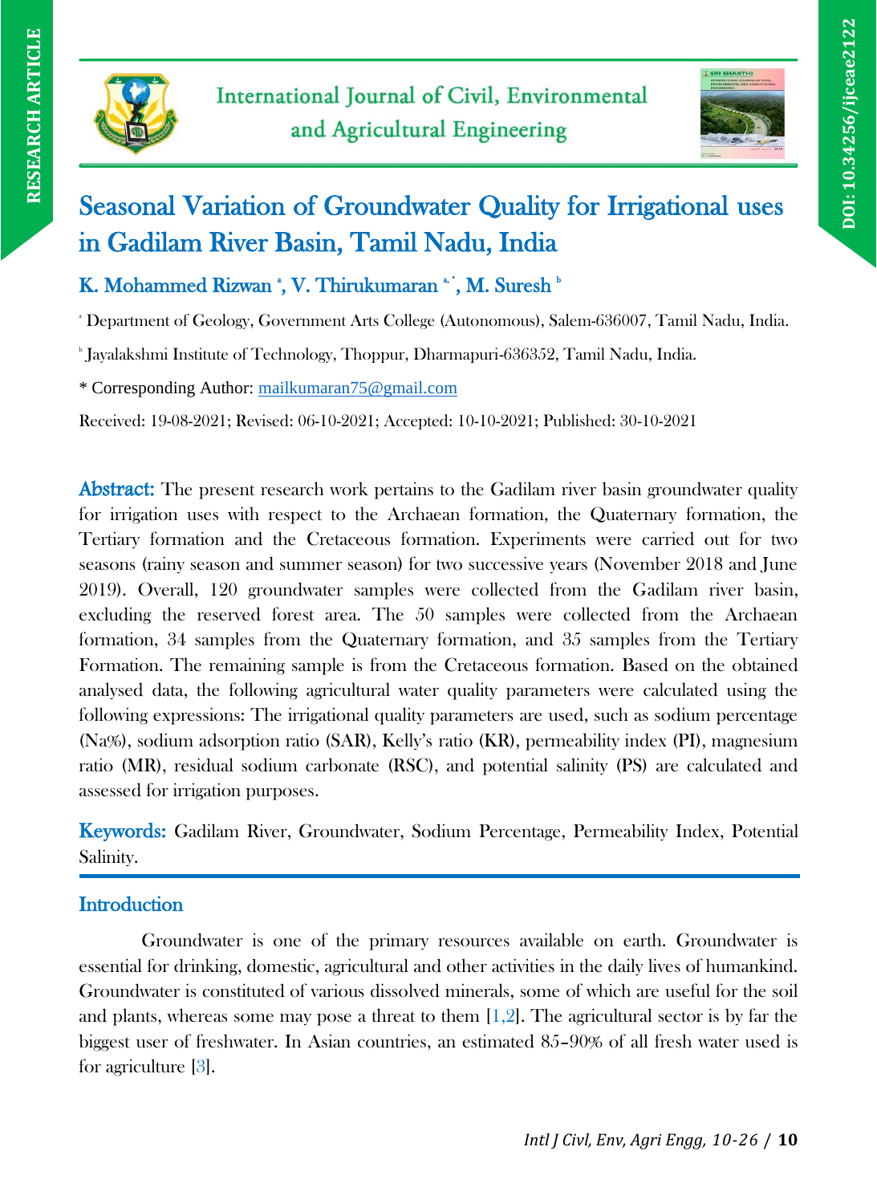RESEARCH ARTICLE

International Journal of Civil, Environmental and Agricultural Engineering

DOI: 10.34256/ijceae2122

# Seasonal Variation of Groundwater Quality for Irrigational uses in Gadilam River Basin, Tamil Nadu, India

## K. Mohammed Rizwan [a], V. Thirukumaran [a,*], M. Suresh [b]

[a] Department of Geology, Government Arts College (Autonomous), Salem-636007, Tamil Nadu, India.

[b] Jayalakshmi Institute of Technology, Thoppur, Dharmapuri-636352, Tamil Nadu, India.

\* Corresponding Author: mailkumaran75@gmail.com

Received: 19-08-2021; Revised: 06-10-2021; Accepted: 10-10-2021; Published: 30-10-2021

**Abstract:** The present research work pertains to the Gadilam river basin groundwater quality for irrigation uses with respect to the Archaean formation, the Quaternary formation, the Tertiary formation and the Cretaceous formation. Experiments were carried out for two seasons (rainy season and summer season) for two successive years (November 2018 and June 2019). Overall, 120 groundwater samples were collected from the Gadilam river basin, excluding the reserved forest area. The 50 samples were collected from the Archaean formation, 34 samples from the Quaternary formation, and 35 samples from the Tertiary Formation. The remaining sample is from the Cretaceous formation. Based on the obtained analysed data, the following agricultural water quality parameters were calculated using the following expressions: The irrigational quality parameters are used, such as sodium percentage (Na%), sodium adsorption ratio (SAR), Kelly's ratio (KR), permeability index (PI), magnesium ratio (MR), residual sodium carbonate (RSC), and potential salinity (PS) are calculated and assessed for irrigation purposes.

**Keywords:** Gadilam River, Groundwater, Sodium Percentage, Permeability Index, Potential Salinity.

## Introduction

Groundwater is one of the primary resources available on earth. Groundwater is essential for drinking, domestic, agricultural and other activities in the daily lives of humankind. Groundwater is constituted of various dissolved minerals, some of which are useful for the soil and plants, whereas some may pose a threat to them [1,2]. The agricultural sector is by far the biggest user of freshwater. In Asian countries, an estimated 85–90% of all fresh water used is for agriculture [3].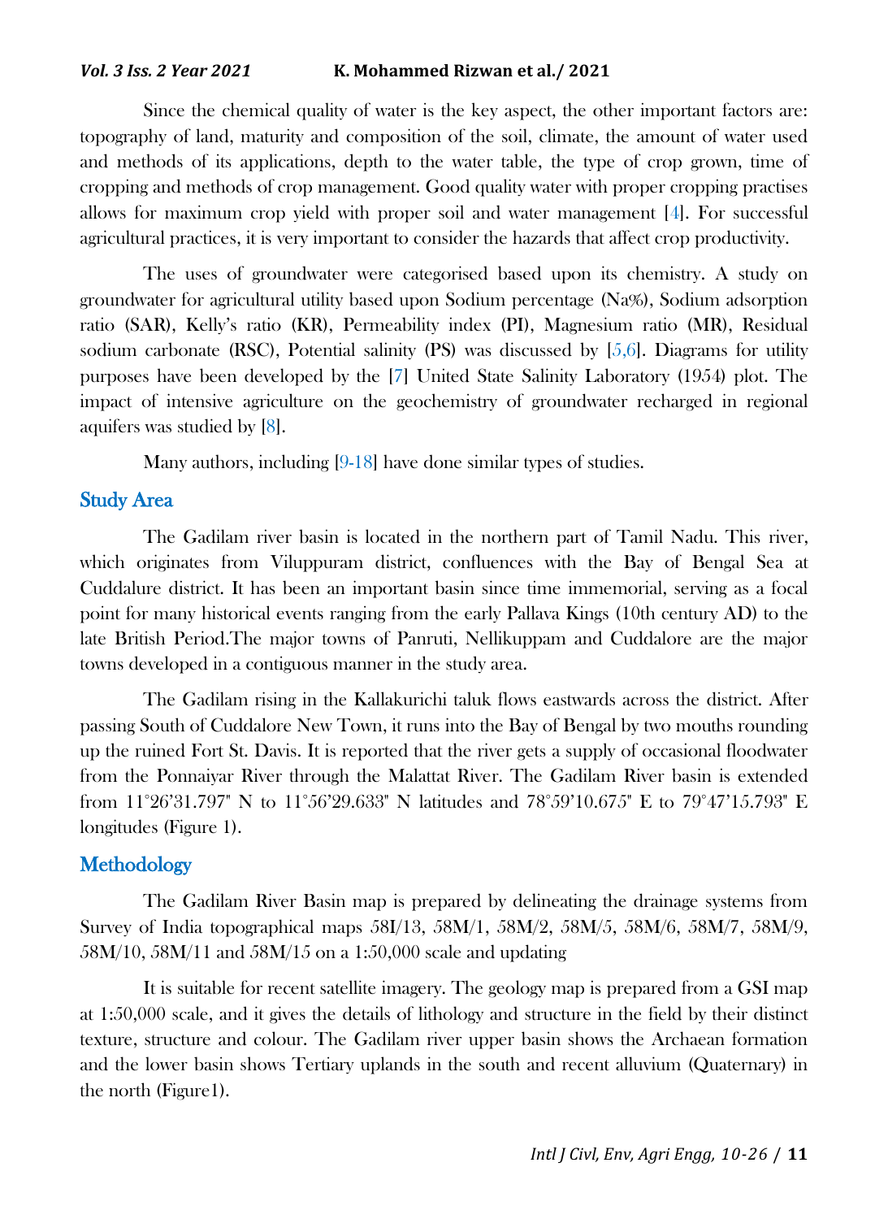Since the chemical quality of water is the key aspect, the other important factors are: topography of land, maturity and composition of the soil, climate, the amount of water used and methods of its applications, depth to the water table, the type of crop grown, time of cropping and methods of crop management. Good quality water with proper cropping practises allows for maximum crop yield with proper soil and water management [4]. For successful agricultural practices, it is very important to consider the hazards that affect crop productivity.

The uses of groundwater were categorised based upon its chemistry. A study on groundwater for agricultural utility based upon Sodium percentage (Na%), Sodium adsorption ratio (SAR), Kelly's ratio (KR), Permeability index (PI), Magnesium ratio (MR), Residual sodium carbonate (RSC), Potential salinity (PS) was discussed by [5,6]. Diagrams for utility purposes have been developed by the [7] United State Salinity Laboratory (1954) plot. The impact of intensive agriculture on the geochemistry of groundwater recharged in regional aquifers was studied by [8].

Many authors, including [9-18] have done similar types of studies.

## Study Area

The Gadilam river basin is located in the northern part of Tamil Nadu. This river, which originates from Viluppuram district, confluences with the Bay of Bengal Sea at Cuddalure district. It has been an important basin since time immemorial, serving as a focal point for many historical events ranging from the early Pallava Kings (10th century AD) to the late British Period.The major towns of Panruti, Nellikuppam and Cuddalore are the major towns developed in a contiguous manner in the study area.

The Gadilam rising in the Kallakurichi taluk flows eastwards across the district. After passing South of Cuddalore New Town, it runs into the Bay of Bengal by two mouths rounding up the ruined Fort St. Davis. It is reported that the river gets a supply of occasional floodwater from the Ponnaiyar River through the Malattat River. The Gadilam River basin is extended from 11°26'31.797" N to 11°56'29.633" N latitudes and 78°59'10.675" E to 79°47'15.793" E longitudes (Figure 1).

## Methodology

The Gadilam River Basin map is prepared by delineating the drainage systems from Survey of India topographical maps 58I/13, 58M/1, 58M/2, 58M/5, 58M/6, 58M/7, 58M/9, 58M/10, 58M/11 and 58M/15 on a 1:50,000 scale and updating

It is suitable for recent satellite imagery. The geology map is prepared from a GSI map at 1:50,000 scale, and it gives the details of lithology and structure in the field by their distinct texture, structure and colour. The Gadilam river upper basin shows the Archaean formation and the lower basin shows Tertiary uplands in the south and recent alluvium (Quaternary) in the north (Figure1).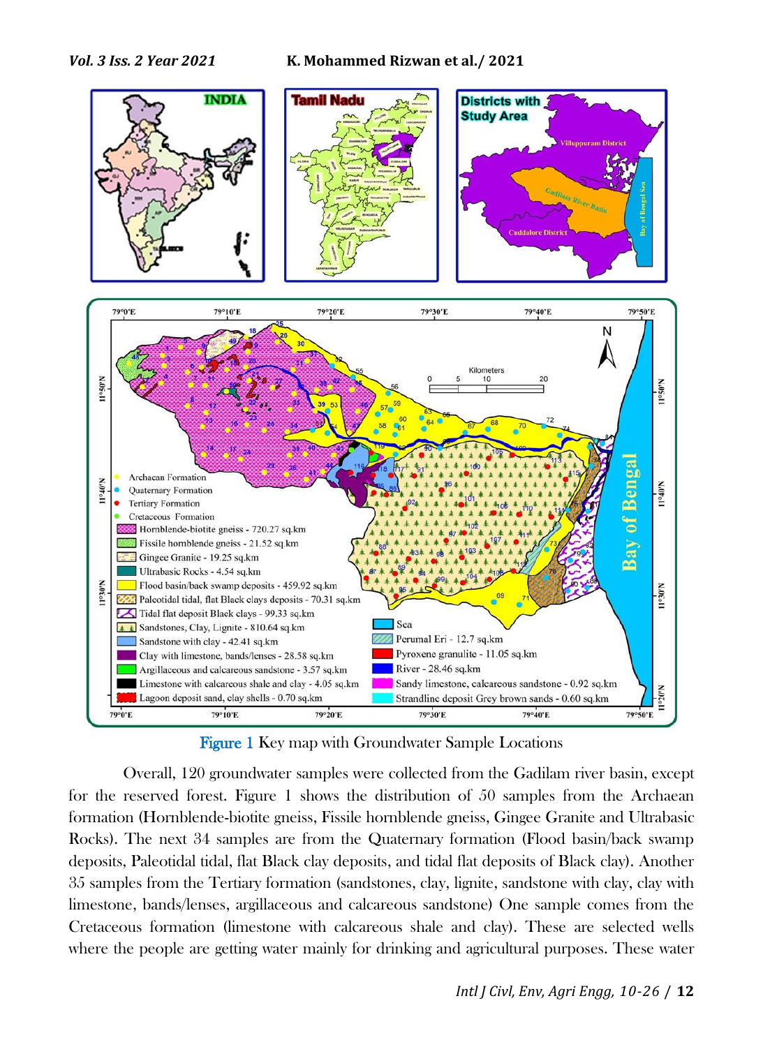Figure 1 Key map with Groundwater Sample Locations

Overall, 120 groundwater samples were collected from the Gadilam river basin, except for the reserved forest. Figure 1 shows the distribution of 50 samples from the Archaean formation (Hornblende-biotite gneiss, Fissile hornblende gneiss, Gingee Granite and Ultrabasic Rocks). The next 34 samples are from the Quaternary formation (Flood basin/back swamp deposits, Paleotidal tidal, flat Black clay deposits, and tidal flat deposits of Black clay). Another 35 samples from the Tertiary formation (sandstones, clay, lignite, sandstone with clay, clay with limestone, bands/lenses, argillaceous and calcareous sandstone) One sample comes from the Cretaceous formation (limestone with calcareous shale and clay). These are selected wells where the people are getting water mainly for drinking and agricultural purposes. These water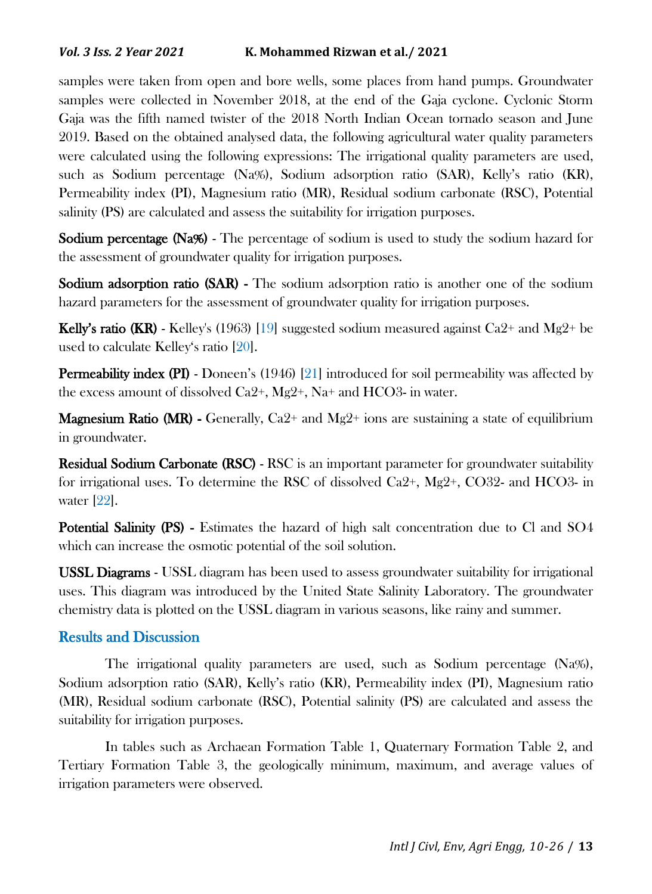samples were taken from open and bore wells, some places from hand pumps. Groundwater samples were collected in November 2018, at the end of the Gaja cyclone. Cyclonic Storm Gaja was the fifth named twister of the 2018 North Indian Ocean tornado season and June 2019. Based on the obtained analysed data, the following agricultural water quality parameters were calculated using the following expressions: The irrigational quality parameters are used, such as Sodium percentage (Na%), Sodium adsorption ratio (SAR), Kelly's ratio (KR), Permeability index (PI), Magnesium ratio (MR), Residual sodium carbonate (RSC), Potential salinity (PS) are calculated and assess the suitability for irrigation purposes.

**Sodium percentage (Na%)** - The percentage of sodium is used to study the sodium hazard for the assessment of groundwater quality for irrigation purposes.

**Sodium adsorption ratio (SAR) -** The sodium adsorption ratio is another one of the sodium hazard parameters for the assessment of groundwater quality for irrigation purposes.

**Kelly's ratio (KR)** - Kelley's (1963) [19] suggested sodium measured against $Ca^{2+}$ and $Mg^{2+}$ be used to calculate Kelley's ratio [20].

**Permeability index (PI)** - Doneen's (1946) [21] introduced for soil permeability was affected by the excess amount of dissolved $Ca^{2+}$, $Mg^{2+}$, $Na^{+}$ and $HCO_3^{-}$ in water.

**Magnesium Ratio (MR) -** Generally, $Ca^{2+}$ and $Mg^{2+}$ ions are sustaining a state of equilibrium in groundwater.

**Residual Sodium Carbonate (RSC)** - RSC is an important parameter for groundwater suitability for irrigational uses. To determine the RSC of dissolved $Ca^{2+}$, $Mg^{2+}$, $CO_3^{2-}$ and $HCO_3^{-}$ in water [22].

**Potential Salinity (PS) -** Estimates the hazard of high salt concentration due to Cl and $SO_4$ which can increase the osmotic potential of the soil solution.

**USSL Diagrams** - USSL diagram has been used to assess groundwater suitability for irrigational uses. This diagram was introduced by the United State Salinity Laboratory. The groundwater chemistry data is plotted on the USSL diagram in various seasons, like rainy and summer.

## Results and Discussion

The irrigational quality parameters are used, such as Sodium percentage (Na%), Sodium adsorption ratio (SAR), Kelly's ratio (KR), Permeability index (PI), Magnesium ratio (MR), Residual sodium carbonate (RSC), Potential salinity (PS) are calculated and assess the suitability for irrigation purposes.

In tables such as Archaean Formation Table 1, Quaternary Formation Table 2, and Tertiary Formation Table 3, the geologically minimum, maximum, and average values of irrigation parameters were observed.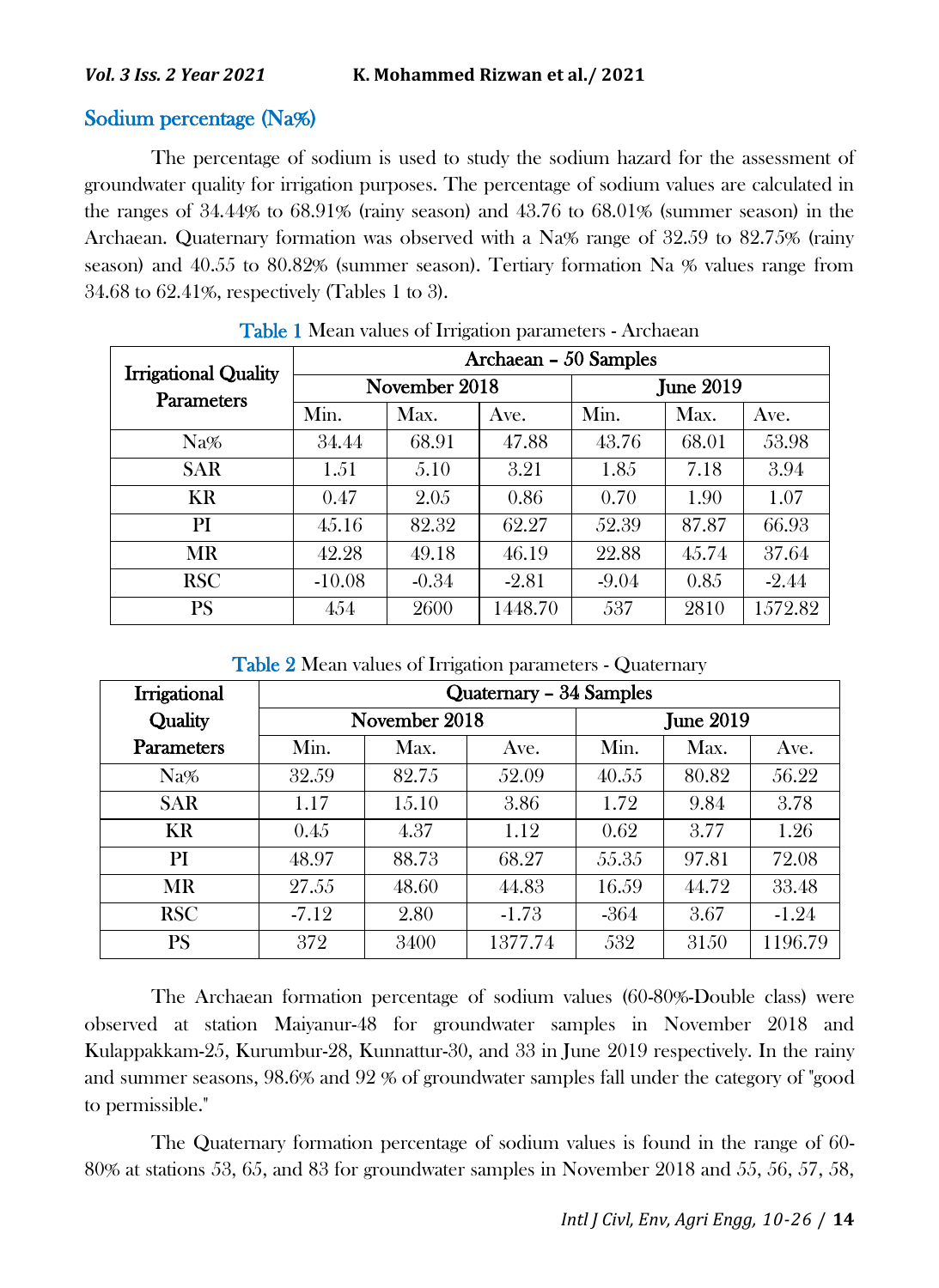## Sodium percentage (Na%)

The percentage of sodium is used to study the sodium hazard for the assessment of groundwater quality for irrigation purposes. The percentage of sodium values are calculated in the ranges of 34.44% to 68.91% (rainy season) and 43.76 to 68.01% (summer season) in the Archaean. Quaternary formation was observed with a Na% range of 32.59 to 82.75% (rainy season) and 40.55 to 80.82% (summer season). Tertiary formation Na % values range from 34.68 to 62.41%, respectively (Tables 1 to 3).

**Table 1** Mean values of Irrigation parameters - Archaean

| Irrigational Quality Parameters | Archaean – 50 Samples | | | | | |
|---|---|---|---|---|---|---|
| | November 2018 | | | June 2019 | | |
| | Min. | Max. | Ave. | Min. | Max. | Ave. |
| Na% | 34.44 | 68.91 | 47.88 | 43.76 | 68.01 | 53.98 |
| SAR | 1.51 | 5.10 | 3.21 | 1.85 | 7.18 | 3.94 |
| KR | 0.47 | 2.05 | 0.86 | 0.70 | 1.90 | 1.07 |
| PI | 45.16 | 82.32 | 62.27 | 52.39 | 87.87 | 66.93 |
| MR | 42.28 | 49.18 | 46.19 | 22.88 | 45.74 | 37.64 |
| RSC | -10.08 | -0.34 | -2.81 | -9.04 | 0.85 | -2.44 |
| PS | 454 | 2600 | 1448.70 | 537 | 2810 | 1572.82 |

**Table 2** Mean values of Irrigation parameters - Quaternary

| Irrigational Quality Parameters | Quaternary – 34 Samples | | | | | |
|---|---|---|---|---|---|---|
| | November 2018 | | | June 2019 | | |
| | Min. | Max. | Ave. | Min. | Max. | Ave. |
| Na% | 32.59 | 82.75 | 52.09 | 40.55 | 80.82 | 56.22 |
| SAR | 1.17 | 15.10 | 3.86 | 1.72 | 9.84 | 3.78 |
| KR | 0.45 | 4.37 | 1.12 | 0.62 | 3.77 | 1.26 |
| PI | 48.97 | 88.73 | 68.27 | 55.35 | 97.81 | 72.08 |
| MR | 27.55 | 48.60 | 44.83 | 16.59 | 44.72 | 33.48 |
| RSC | -7.12 | 2.80 | -1.73 | -364 | 3.67 | -1.24 |
| PS | 372 | 3400 | 1377.74 | 532 | 3150 | 1196.79 |

The Archaean formation percentage of sodium values (60-80%-Double class) were observed at station Maiyanur-48 for groundwater samples in November 2018 and Kulappakkam-25, Kurumbur-28, Kunnattur-30, and 33 in June 2019 respectively. In the rainy and summer seasons, 98.6% and 92 % of groundwater samples fall under the category of "good to permissible."

The Quaternary formation percentage of sodium values is found in the range of 60-80% at stations 53, 65, and 83 for groundwater samples in November 2018 and 55, 56, 57, 58,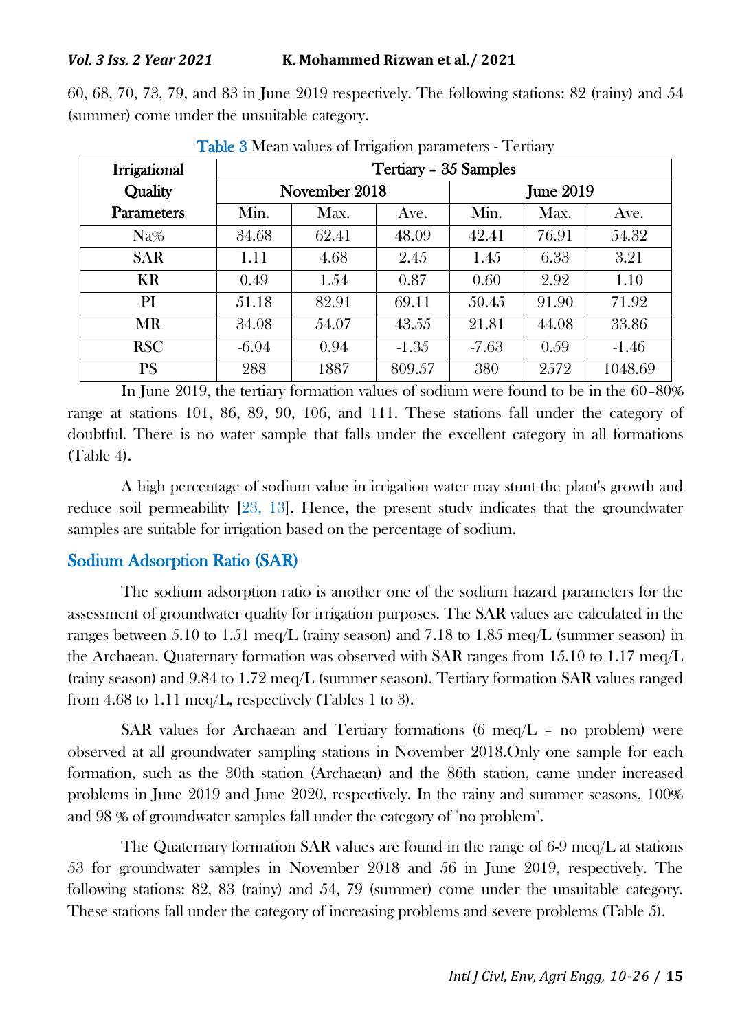60, 68, 70, 73, 79, and 83 in June 2019 respectively. The following stations: 82 (rainy) and 54 (summer) come under the unsuitable category.

Table 3 Mean values of Irrigation parameters - Tertiary

| Irrigational Quality Parameters | Tertiary – 35 Samples | | | | | |
|---|---|---|---|---|---|---|
| | November 2018 | | | June 2019 | | |
| | Min. | Max. | Ave. | Min. | Max. | Ave. |
| Na% | 34.68 | 62.41 | 48.09 | 42.41 | 76.91 | 54.32 |
| SAR | 1.11 | 4.68 | 2.45 | 1.45 | 6.33 | 3.21 |
| KR | 0.49 | 1.54 | 0.87 | 0.60 | 2.92 | 1.10 |
| PI | 51.18 | 82.91 | 69.11 | 50.45 | 91.90 | 71.92 |
| MR | 34.08 | 54.07 | 43.55 | 21.81 | 44.08 | 33.86 |
| RSC | -6.04 | 0.94 | -1.35 | -7.63 | 0.59 | -1.46 |
| PS | 288 | 1887 | 809.57 | 380 | 2572 | 1048.69 |

In June 2019, the tertiary formation values of sodium were found to be in the 60–80% range at stations 101, 86, 89, 90, 106, and 111. These stations fall under the category of doubtful. There is no water sample that falls under the excellent category in all formations (Table 4).

A high percentage of sodium value in irrigation water may stunt the plant's growth and reduce soil permeability [23, 13]. Hence, the present study indicates that the groundwater samples are suitable for irrigation based on the percentage of sodium.

## Sodium Adsorption Ratio (SAR)

The sodium adsorption ratio is another one of the sodium hazard parameters for the assessment of groundwater quality for irrigation purposes. The SAR values are calculated in the ranges between 5.10 to 1.51 meq/L (rainy season) and 7.18 to 1.85 meq/L (summer season) in the Archaean. Quaternary formation was observed with SAR ranges from 15.10 to 1.17 meq/L (rainy season) and 9.84 to 1.72 meq/L (summer season). Tertiary formation SAR values ranged from 4.68 to 1.11 meq/L, respectively (Tables 1 to 3).

SAR values for Archaean and Tertiary formations (6 meq/L – no problem) were observed at all groundwater sampling stations in November 2018.Only one sample for each formation, such as the 30th station (Archaean) and the 86th station, came under increased problems in June 2019 and June 2020, respectively. In the rainy and summer seasons, 100% and 98 % of groundwater samples fall under the category of "no problem".

The Quaternary formation SAR values are found in the range of 6-9 meq/L at stations 53 for groundwater samples in November 2018 and 56 in June 2019, respectively. The following stations: 82, 83 (rainy) and 54, 79 (summer) come under the unsuitable category. These stations fall under the category of increasing problems and severe problems (Table 5).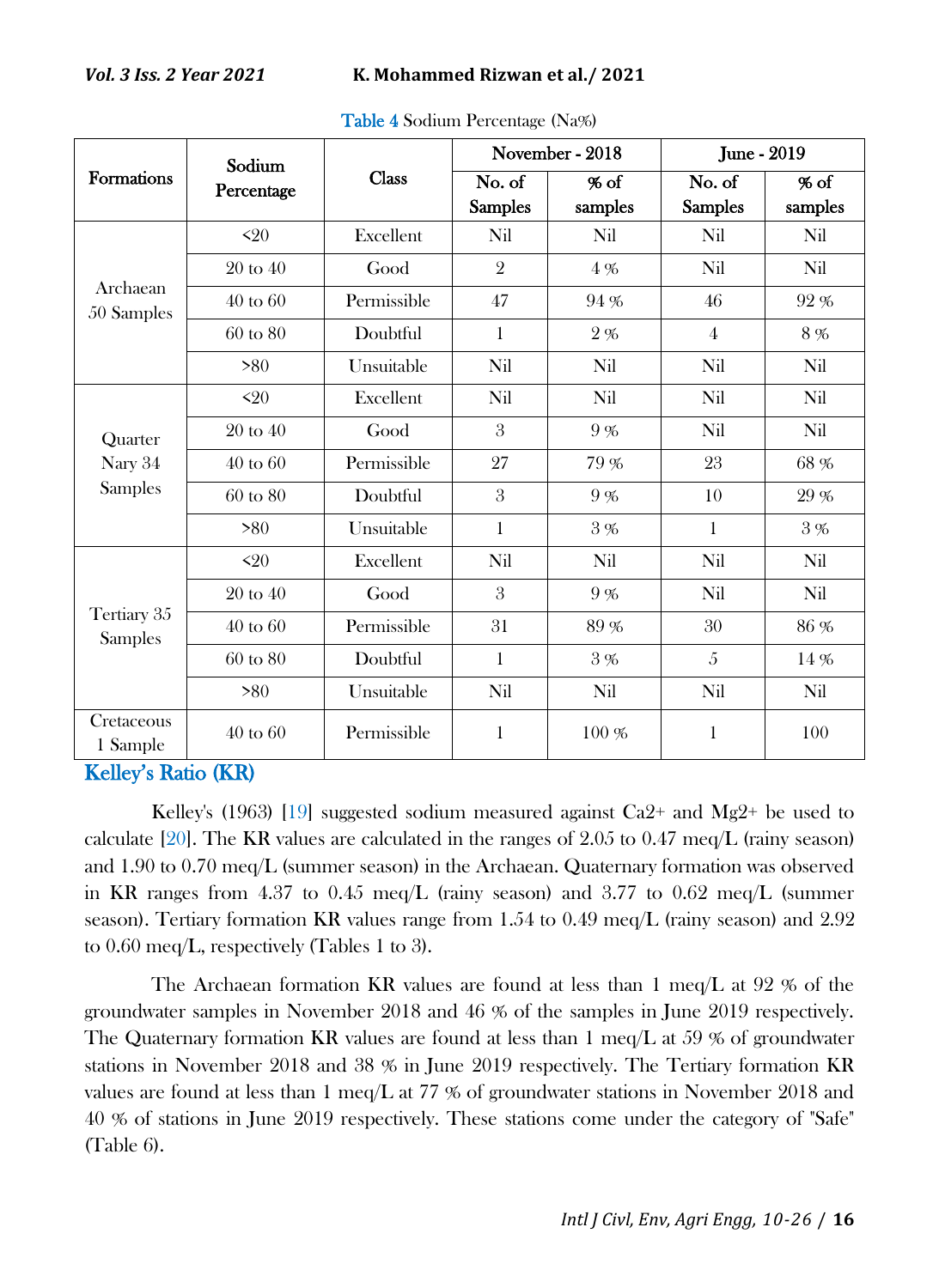Table 4 Sodium Percentage (Na%)

| Formations | Sodium Percentage | Class | November - 2018 | | June - 2019 | |
|---|---|---|---|---|---|---|
| | | | No. of Samples | % of samples | No. of Samples | % of samples |
| Archaean 50 Samples | <20 | Excellent | Nil | Nil | Nil | Nil |
| | 20 to 40 | Good | 2 | 4 % | Nil | Nil |
| | 40 to 60 | Permissible | 47 | 94 % | 46 | 92 % |
| | 60 to 80 | Doubtful | 1 | 2 % | 4 | 8 % |
| | >80 | Unsuitable | Nil | Nil | Nil | Nil |
| Quarter Nary 34 Samples | <20 | Excellent | Nil | Nil | Nil | Nil |
| | 20 to 40 | Good | 3 | 9 % | Nil | Nil |
| | 40 to 60 | Permissible | 27 | 79 % | 23 | 68 % |
| | 60 to 80 | Doubtful | 3 | 9 % | 10 | 29 % |
| | >80 | Unsuitable | 1 | 3 % | 1 | 3 % |
| Tertiary 35 Samples | <20 | Excellent | Nil | Nil | Nil | Nil |
| | 20 to 40 | Good | 3 | 9 % | Nil | Nil |
| | 40 to 60 | Permissible | 31 | 89 % | 30 | 86 % |
| | 60 to 80 | Doubtful | 1 | 3 % | 5 | 14 % |
| | >80 | Unsuitable | Nil | Nil | Nil | Nil |
| Cretaceous 1 Sample | 40 to 60 | Permissible | 1 | 100 % | 1 | 100 |

## Kelley's Ratio (KR)

Kelley's (1963) [19] suggested sodium measured against $Ca^{2+}$ and $Mg^{2+}$ be used to calculate [20]. The **KR** values are calculated in the ranges of 2.05 to 0.47 meq/L (rainy season) and 1.90 to 0.70 meq/L (summer season) in the Archaean. Quaternary formation was observed in **KR** ranges from 4.37 to 0.45 meq/L (rainy season) and 3.77 to 0.62 meq/L (summer season). Tertiary formation **KR** values range from 1.54 to 0.49 meq/L (rainy season) and 2.92 to 0.60 meq/L, respectively (Tables 1 to 3).

The Archaean formation **KR** values are found at less than 1 meq/L at 92 % of the groundwater samples in November 2018 and 46 % of the samples in June 2019 respectively. The Quaternary formation **KR** values are found at less than 1 meq/L at 59 % of groundwater stations in November 2018 and 38 % in June 2019 respectively. The Tertiary formation **KR** values are found at less than 1 meq/L at 77 % of groundwater stations in November 2018 and 40 % of stations in June 2019 respectively. These stations come under the category of "Safe" (Table 6).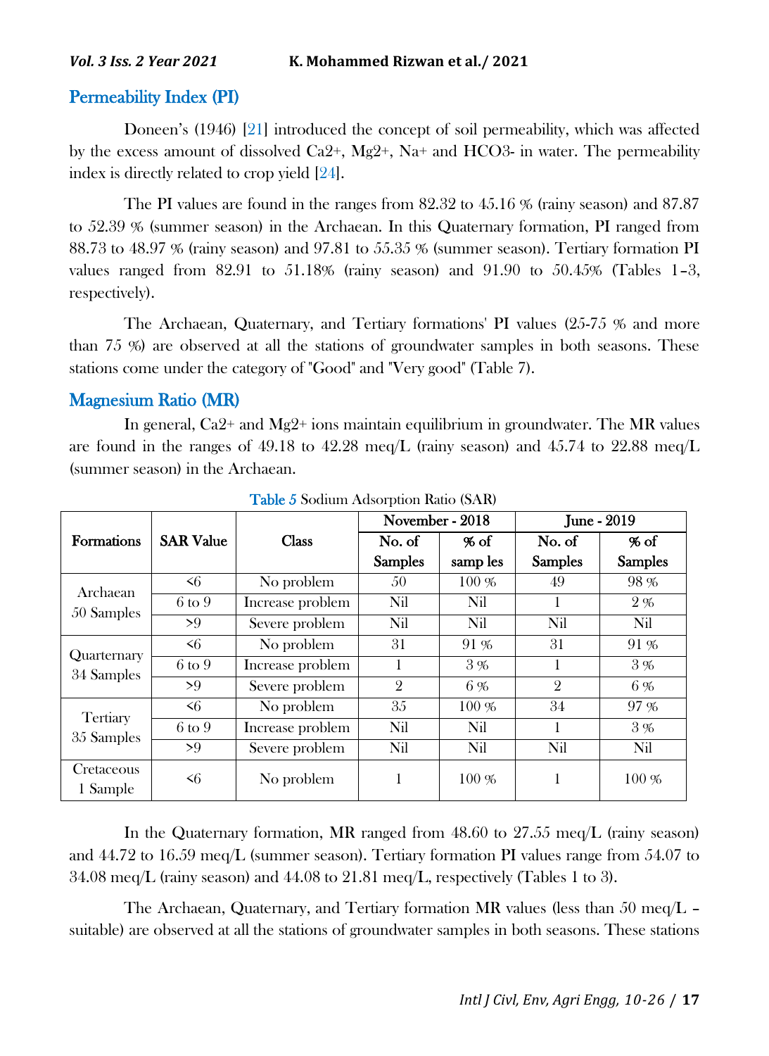## Permeability Index (PI)

Doneen's (1946) [21] introduced the concept of soil permeability, which was affected by the excess amount of dissolved Ca2+, Mg2+, Na+ and HCO3- in water. The permeability index is directly related to crop yield [24].

The PI values are found in the ranges from 82.32 to 45.16 % (rainy season) and 87.87 to 52.39 % (summer season) in the Archaean. In this Quaternary formation, PI ranged from 88.73 to 48.97 % (rainy season) and 97.81 to 55.35 % (summer season). Tertiary formation PI values ranged from 82.91 to 51.18% (rainy season) and 91.90 to 50.45% (Tables 1–3, respectively).

The Archaean, Quaternary, and Tertiary formations' PI values (25-75 % and more than 75 %) are observed at all the stations of groundwater samples in both seasons. These stations come under the category of "Good" and "Very good" (Table 7).

## Magnesium Ratio (MR)

In general, Ca2+ and Mg2+ ions maintain equilibrium in groundwater. The MR values are found in the ranges of 49.18 to 42.28 meq/L (rainy season) and 45.74 to 22.88 meq/L (summer season) in the Archaean.

Table 5 Sodium Adsorption Ratio (SAR)

| Formations | SAR Value | Class | November - 2018 | | June - 2019 | |
|---|---|---|---|---|---|---|
| | | | No. of Samples | % of samp les | No. of Samples | % of Samples |
| Archaean 50 Samples | <6 | No problem | 50 | 100 % | 49 | 98 % |
| | 6 to 9 | Increase problem | Nil | Nil | 1 | 2 % |
| | >9 | Severe problem | Nil | Nil | Nil | Nil |
| Quarternary 34 Samples | <6 | No problem | 31 | 91 % | 31 | 91 % |
| | 6 to 9 | Increase problem | 1 | 3 % | 1 | 3 % |
| | >9 | Severe problem | 2 | 6 % | 2 | 6 % |
| Tertiary 35 Samples | <6 | No problem | 35 | 100 % | 34 | 97 % |
| | 6 to 9 | Increase problem | Nil | Nil | 1 | 3 % |
| | >9 | Severe problem | Nil | Nil | Nil | Nil |
| Cretaceous 1 Sample | <6 | No problem | 1 | 100 % | 1 | 100 % |

In the Quaternary formation, MR ranged from 48.60 to 27.55 meq/L (rainy season) and 44.72 to 16.59 meq/L (summer season). Tertiary formation PI values range from 54.07 to 34.08 meq/L (rainy season) and 44.08 to 21.81 meq/L, respectively (Tables 1 to 3).

The Archaean, Quaternary, and Tertiary formation MR values (less than 50 meq/L – suitable) are observed at all the stations of groundwater samples in both seasons. These stations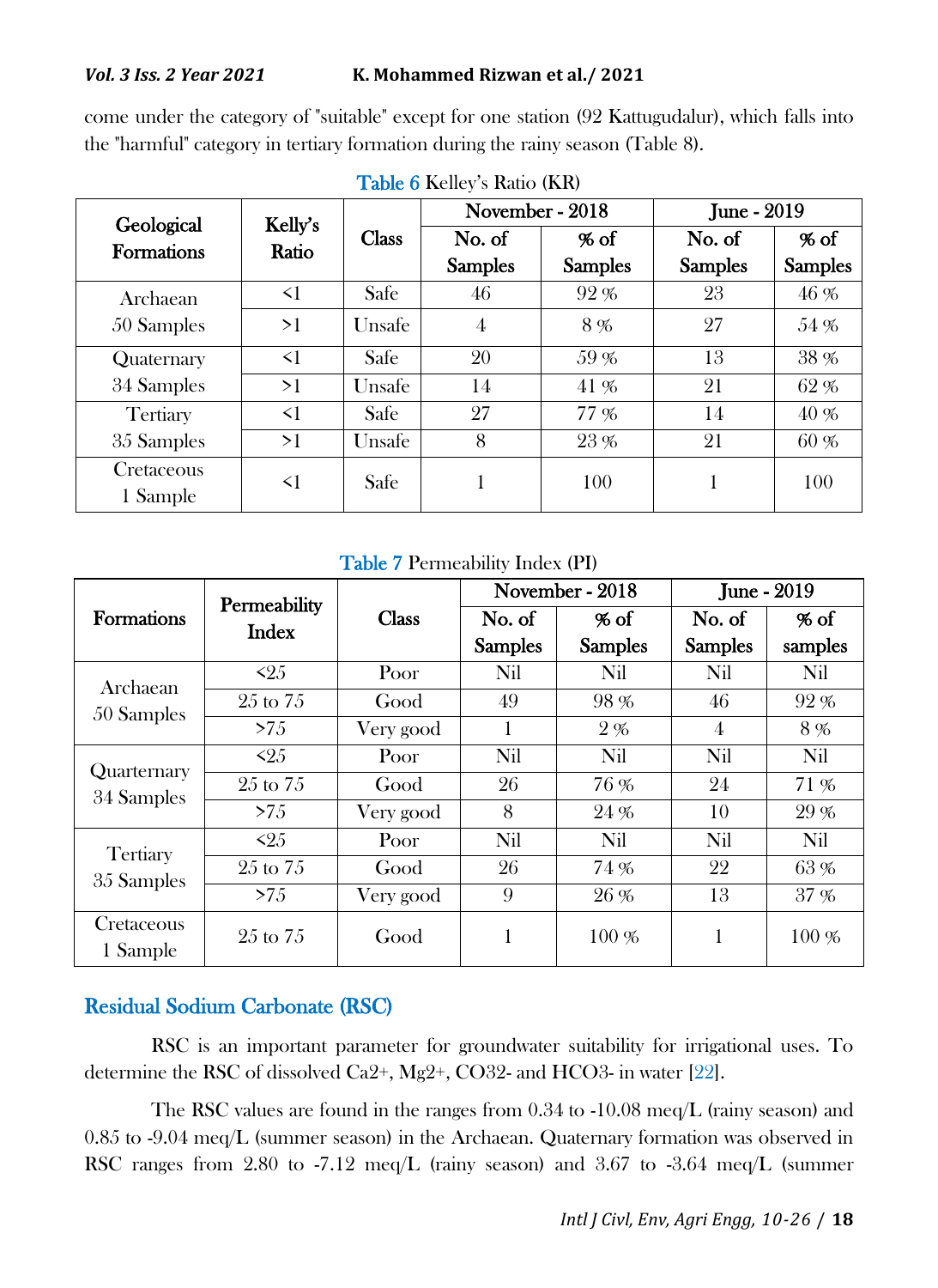come under the category of "suitable" except for one station (92 Kattugudalur), which falls into the "harmful" category in tertiary formation during the rainy season (Table 8).

**Table 6** Kelley's Ratio (KR)

| Geological Formations | Kelly's Ratio | Class | November - 2018 | | June - 2019 | |
|---|---|---|---|---|---|---|
| | | | No. of Samples | % of Samples | No. of Samples | % of Samples |
| Archaean 50 Samples | <1 | Safe | 46 | 92 % | 23 | 46 % |
| | >1 | Unsafe | 4 | 8 % | 27 | 54 % |
| Quaternary 34 Samples | <1 | Safe | 20 | 59 % | 13 | 38 % |
| | >1 | Unsafe | 14 | 41 % | 21 | 62 % |
| Tertiary 35 Samples | <1 | Safe | 27 | 77 % | 14 | 40 % |
| | >1 | Unsafe | 8 | 23 % | 21 | 60 % |
| Cretaceous 1 Sample | <1 | Safe | 1 | 100 | 1 | 100 |

**Table 7** Permeability Index (PI)

| Formations | Permeability Index | Class | November - 2018 | | June - 2019 | |
|---|---|---|---|---|---|---|
| | | | No. of Samples | % of Samples | No. of Samples | % of samples |
| Archaean 50 Samples | <25 | Poor | Nil | Nil | Nil | Nil |
| | 25 to 75 | Good | 49 | 98 % | 46 | 92 % |
| | >75 | Very good | 1 | 2 % | 4 | 8 % |
| Quarternary 34 Samples | <25 | Poor | Nil | Nil | Nil | Nil |
| | 25 to 75 | Good | 26 | 76 % | 24 | 71 % |
| | >75 | Very good | 8 | 24 % | 10 | 29 % |
| Tertiary 35 Samples | <25 | Poor | Nil | Nil | Nil | Nil |
| | 25 to 75 | Good | 26 | 74 % | 22 | 63 % |
| | >75 | Very good | 9 | 26 % | 13 | 37 % |
| Cretaceous 1 Sample | 25 to 75 | Good | 1 | 100 % | 1 | 100 % |

## Residual Sodium Carbonate (RSC)

RSC is an important parameter for groundwater suitability for irrigational uses. To determine the RSC of dissolved $Ca^{2+}$, $Mg^{2+}$, $CO_3^{2-}$ and $HCO_3^-$ in water [22].

The RSC values are found in the ranges from 0.34 to -10.08 meq/L (rainy season) and 0.85 to -9.04 meq/L (summer season) in the Archaean. Quaternary formation was observed in RSC ranges from 2.80 to -7.12 meq/L (rainy season) and 3.67 to -3.64 meq/L (summer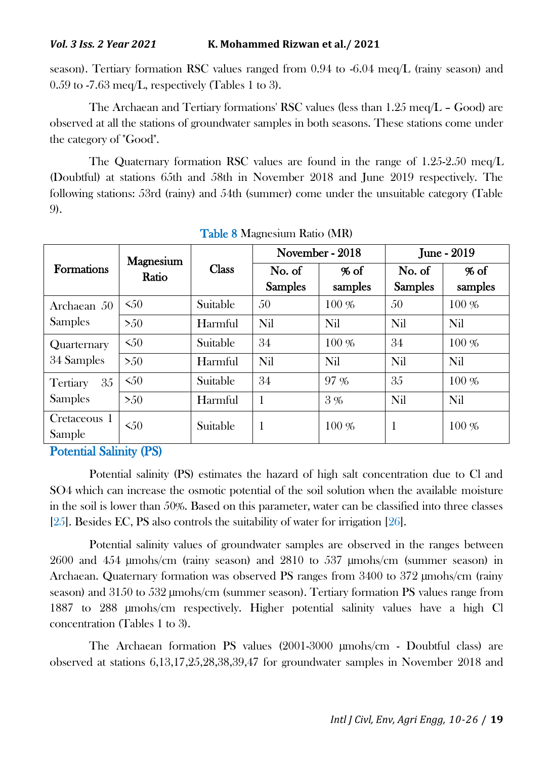season). Tertiary formation RSC values ranged from 0.94 to -6.04 meq/L (rainy season) and 0.59 to -7.63 meq/L, respectively (Tables 1 to 3).

The Archaean and Tertiary formations' RSC values (less than 1.25 meq/L – Good) are observed at all the stations of groundwater samples in both seasons. These stations come under the category of "Good".

The Quaternary formation RSC values are found in the range of 1.25-2.50 meq/L (Doubtful) at stations 65th and 58th in November 2018 and June 2019 respectively. The following stations: 53rd (rainy) and 54th (summer) come under the unsuitable category (Table 9).

**Table 8** Magnesium Ratio (MR)

| Formations | Magnesium Ratio | Class | November - 2018 | | June - 2019 | |
|---|---|---|---|---|---|---|
| | | | No. of Samples | % of samples | No. of Samples | % of samples |
| Archaean 50 Samples | <50 | Suitable | 50 | 100 % | 50 | 100 % |
| | >50 | Harmful | Nil | Nil | Nil | Nil |
| Quarternary 34 Samples | <50 | Suitable | 34 | 100 % | 34 | 100 % |
| | >50 | Harmful | Nil | Nil | Nil | Nil |
| Tertiary 35 Samples | <50 | Suitable | 34 | 97 % | 35 | 100 % |
| | >50 | Harmful | 1 | 3 % | Nil | Nil |
| Cretaceous 1 Sample | <50 | Suitable | 1 | 100 % | 1 | 100 % |

## Potential Salinity (PS)

Potential salinity (PS) estimates the hazard of high salt concentration due to Cl and SO4 which can increase the osmotic potential of the soil solution when the available moisture in the soil is lower than 50%. Based on this parameter, water can be classified into three classes [25]. Besides EC, PS also controls the suitability of water for irrigation [26].

Potential salinity values of groundwater samples are observed in the ranges between 2600 and 454 µmohs/cm (rainy season) and 2810 to 537 µmohs/cm (summer season) in Archaean. Quaternary formation was observed PS ranges from 3400 to 372 µmohs/cm (rainy season) and 3150 to 532 µmohs/cm (summer season). Tertiary formation PS values range from 1887 to 288 µmohs/cm respectively. Higher potential salinity values have a high Cl concentration (Tables 1 to 3).

The Archaean formation PS values (2001-3000 µmohs/cm - Doubtful class) are observed at stations 6,13,17,25,28,38,39,47 for groundwater samples in November 2018 and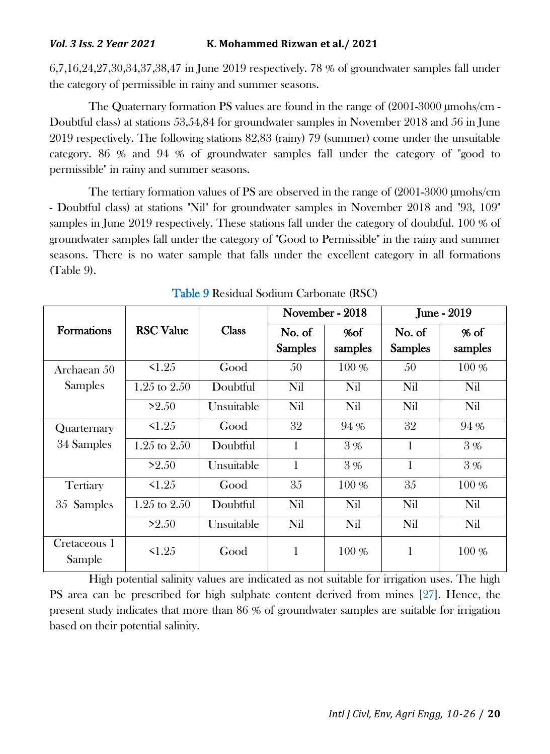6,7,16,24,27,30,34,37,38,47 in June 2019 respectively. 78 % of groundwater samples fall under the category of permissible in rainy and summer seasons.

The Quaternary formation PS values are found in the range of (2001-3000 µmohs/cm - Doubtful class) at stations 53,54,84 for groundwater samples in November 2018 and 56 in June 2019 respectively. The following stations 82,83 (rainy) 79 (summer) come under the unsuitable category. 86 % and 94 % of groundwater samples fall under the category of "good to permissible" in rainy and summer seasons.

The tertiary formation values of PS are observed in the range of (2001-3000 µmohs/cm - Doubtful class) at stations "Nil" for groundwater samples in November 2018 and "93, 109" samples in June 2019 respectively. These stations fall under the category of doubtful. 100 % of groundwater samples fall under the category of "Good to Permissible" in the rainy and summer seasons. There is no water sample that falls under the excellent category in all formations (Table 9).

Table 9 Residual Sodium Carbonate (RSC)

| Formations | RSC Value | Class | November - 2018 | | June - 2019 | |
|---|---|---|---|---|---|---|
| | | | No. of Samples | %of samples | No. of Samples | % of samples |
| Archaean 50 Samples | <1.25 | Good | 50 | 100 % | 50 | 100 % |
| | 1.25 to 2.50 | Doubtful | Nil | Nil | Nil | Nil |
| | >2.50 | Unsuitable | Nil | Nil | Nil | Nil |
| Quarternary 34 Samples | <1.25 | Good | 32 | 94 % | 32 | 94 % |
| | 1.25 to 2.50 | Doubtful | 1 | 3 % | 1 | 3 % |
| | >2.50 | Unsuitable | 1 | 3 % | 1 | 3 % |
| Tertiary 35 Samples | <1.25 | Good | 35 | 100 % | 35 | 100 % |
| | 1.25 to 2.50 | Doubtful | Nil | Nil | Nil | Nil |
| | >2.50 | Unsuitable | Nil | Nil | Nil | Nil |
| Cretaceous 1 Sample | <1.25 | Good | 1 | 100 % | 1 | 100 % |

High potential salinity values are indicated as not suitable for irrigation uses. The high PS area can be prescribed for high sulphate content derived from mines [27]. Hence, the present study indicates that more than 86 % of groundwater samples are suitable for irrigation based on their potential salinity.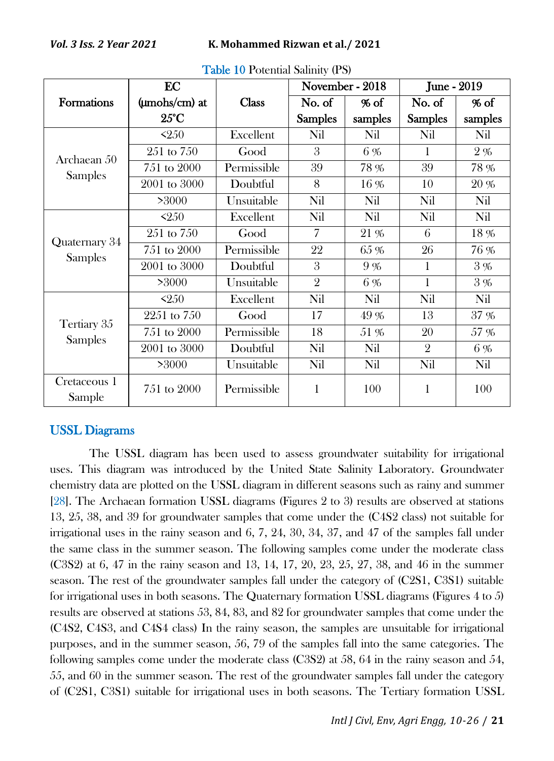Table 10 Potential Salinity (PS)

| Formations | EC (µmohs/cm) at 25°C | Class | November - 2018 | | June - 2019 | |
|---|---|---|---|---|---|---|
| | | | No. of Samples | % of samples | No. of Samples | % of samples |
| Archaean 50 Samples | <250 | Excellent | Nil | Nil | Nil | Nil |
| | 251 to 750 | Good | 3 | 6 % | 1 | 2 % |
| | 751 to 2000 | Permissible | 39 | 78 % | 39 | 78 % |
| | 2001 to 3000 | Doubtful | 8 | 16 % | 10 | 20 % |
| | >3000 | Unsuitable | Nil | Nil | Nil | Nil |
| Quaternary 34 Samples | <250 | Excellent | Nil | Nil | Nil | Nil |
| | 251 to 750 | Good | 7 | 21 % | 6 | 18 % |
| | 751 to 2000 | Permissible | 22 | 65 % | 26 | 76 % |
| | 2001 to 3000 | Doubtful | 3 | 9 % | 1 | 3 % |
| | >3000 | Unsuitable | 2 | 6 % | 1 | 3 % |
| Tertiary 35 Samples | <250 | Excellent | Nil | Nil | Nil | Nil |
| | 2251 to 750 | Good | 17 | 49 % | 13 | 37 % |
| | 751 to 2000 | Permissible | 18 | 51 % | 20 | 57 % |
| | 2001 to 3000 | Doubtful | Nil | Nil | 2 | 6 % |
| | >3000 | Unsuitable | Nil | Nil | Nil | Nil |
| Cretaceous 1 Sample | 751 to 2000 | Permissible | 1 | 100 | 1 | 100 |

## USSL Diagrams

The USSL diagram has been used to assess groundwater suitability for irrigational uses. This diagram was introduced by the United State Salinity Laboratory. Groundwater chemistry data are plotted on the USSL diagram in different seasons such as rainy and summer [28]. The Archaean formation USSL diagrams (Figures 2 to 3) results are observed at stations 13, 25, 38, and 39 for groundwater samples that come under the (C4S2 class) not suitable for irrigational uses in the rainy season and 6, 7, 24, 30, 34, 37, and 47 of the samples fall under the same class in the summer season. The following samples come under the moderate class (C3S2) at 6, 47 in the rainy season and 13, 14, 17, 20, 23, 25, 27, 38, and 46 in the summer season. The rest of the groundwater samples fall under the category of (C2S1, C3S1) suitable for irrigational uses in both seasons. The Quaternary formation USSL diagrams (Figures 4 to 5) results are observed at stations 53, 84, 83, and 82 for groundwater samples that come under the (C4S2, C4S3, and C4S4 class) In the rainy season, the samples are unsuitable for irrigational purposes, and in the summer season, 56, 79 of the samples fall into the same categories. The following samples come under the moderate class (C3S2) at 58, 64 in the rainy season and 54, 55, and 60 in the summer season. The rest of the groundwater samples fall under the category of (C2S1, C3S1) suitable for irrigational uses in both seasons. The Tertiary formation USSL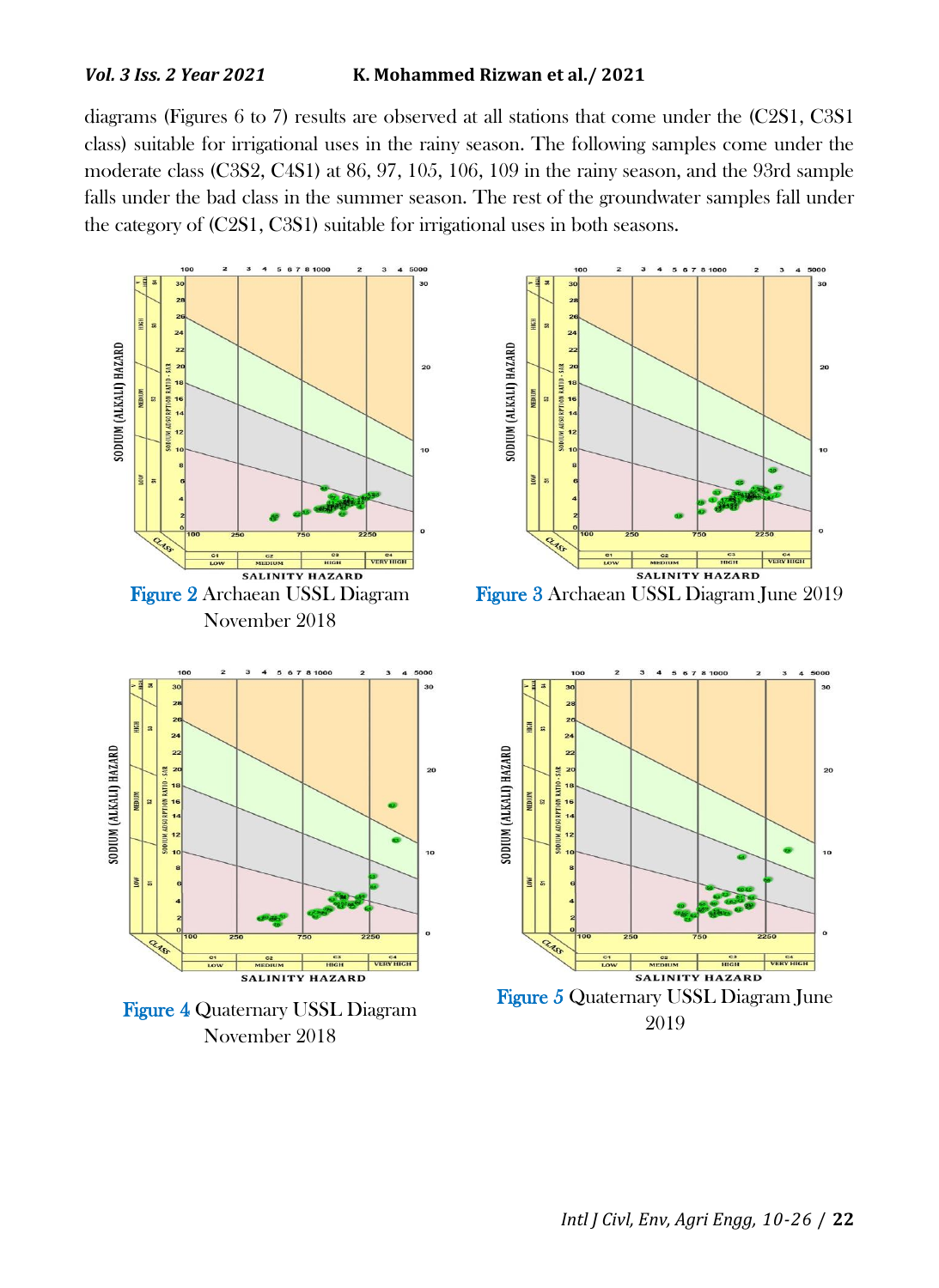diagrams (Figures 6 to 7) results are observed at all stations that come under the (C2S1, C3S1 class) suitable for irrigational uses in the rainy season. The following samples come under the moderate class (C3S2, C4S1) at 86, 97, 105, 106, 109 in the rainy season, and the 93rd sample falls under the bad class in the summer season. The rest of the groundwater samples fall under the category of (C2S1, C3S1) suitable for irrigational uses in both seasons.

SODIUM (ALKALI) HAZARD

SALINITY HAZARD

Figure 2 Archaean USSL Diagram November 2018

SODIUM (ALKALI) HAZARD

SALINITY HAZARD

Figure 3 Archaean USSL Diagram June 2019

SODIUM (ALKALI) HAZARD

SALINITY HAZARD

Figure 4 Quaternary USSL Diagram November 2018

SODIUM (ALKALI) HAZARD

SALINITY HAZARD

Figure 5 Quaternary USSL Diagram June 2019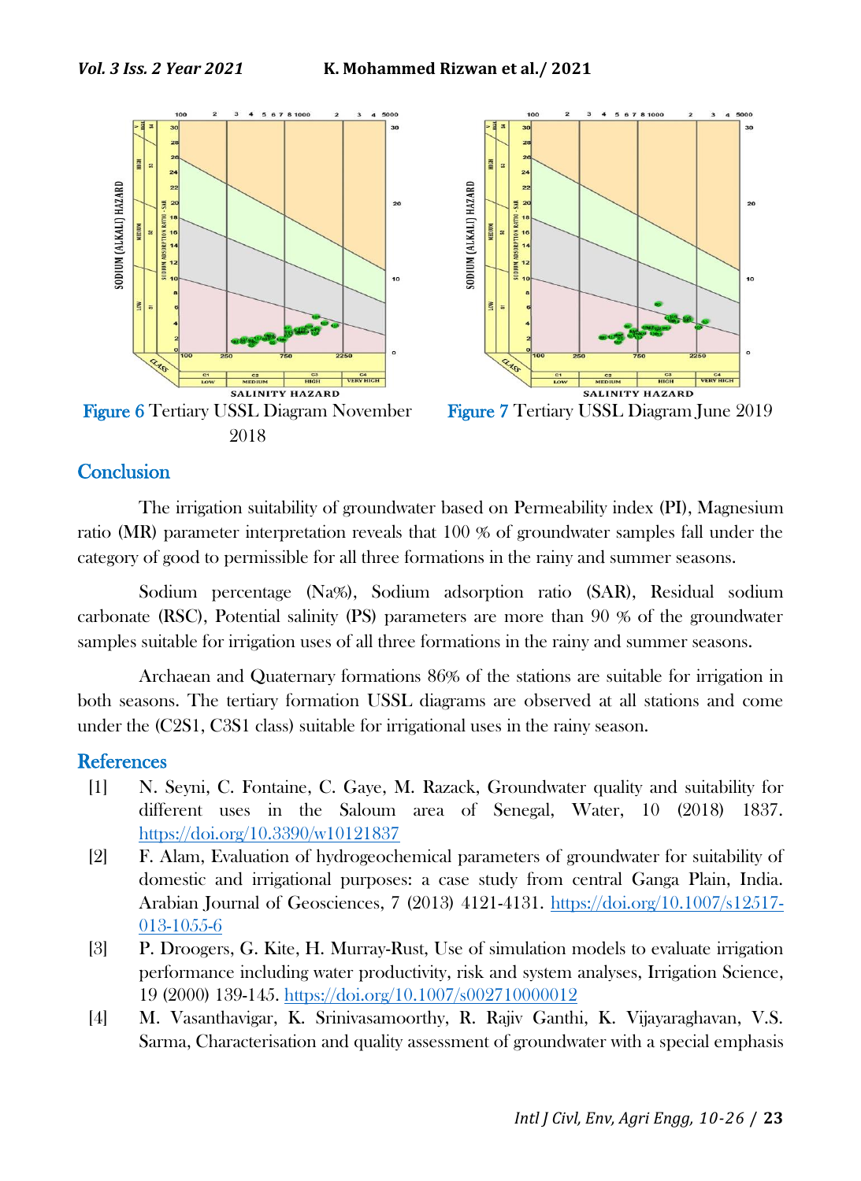SODIUM (ALKALI) HAZARD

SALINITY HAZARD

Figure 6 Tertiary USSL Diagram November 2018

SODIUM (ALKALI) HAZARD

SALINITY HAZARD

Figure 7 Tertiary USSL Diagram June 2019

## Conclusion

The irrigation suitability of groundwater based on Permeability index (PI), Magnesium ratio (MR) parameter interpretation reveals that 100 % of groundwater samples fall under the category of good to permissible for all three formations in the rainy and summer seasons.

Sodium percentage (Na%), Sodium adsorption ratio (SAR), Residual sodium carbonate (RSC), Potential salinity (PS) parameters are more than 90 % of the groundwater samples suitable for irrigation uses of all three formations in the rainy and summer seasons.

Archaean and Quaternary formations 86% of the stations are suitable for irrigation in both seasons. The tertiary formation USSL diagrams are observed at all stations and come under the (C2S1, C3S1 class) suitable for irrigational uses in the rainy season.

## References

[1] N. Seyni, C. Fontaine, C. Gaye, M. Razack, Groundwater quality and suitability for different uses in the Saloum area of Senegal, Water, 10 (2018) 1837. https://doi.org/10.3390/w10121837

[2] F. Alam, Evaluation of hydrogeochemical parameters of groundwater for suitability of domestic and irrigational purposes: a case study from central Ganga Plain, India. Arabian Journal of Geosciences, 7 (2013) 4121-4131. https://doi.org/10.1007/s12517-013-1055-6

[3] P. Droogers, G. Kite, H. Murray-Rust, Use of simulation models to evaluate irrigation performance including water productivity, risk and system analyses, Irrigation Science, 19 (2000) 139-145. https://doi.org/10.1007/s002710000012

[4] M. Vasanthavigar, K. Srinivasamoorthy, R. Rajiv Ganthi, K. Vijayaraghavan, V.S. Sarma, Characterisation and quality assessment of groundwater with a special emphasis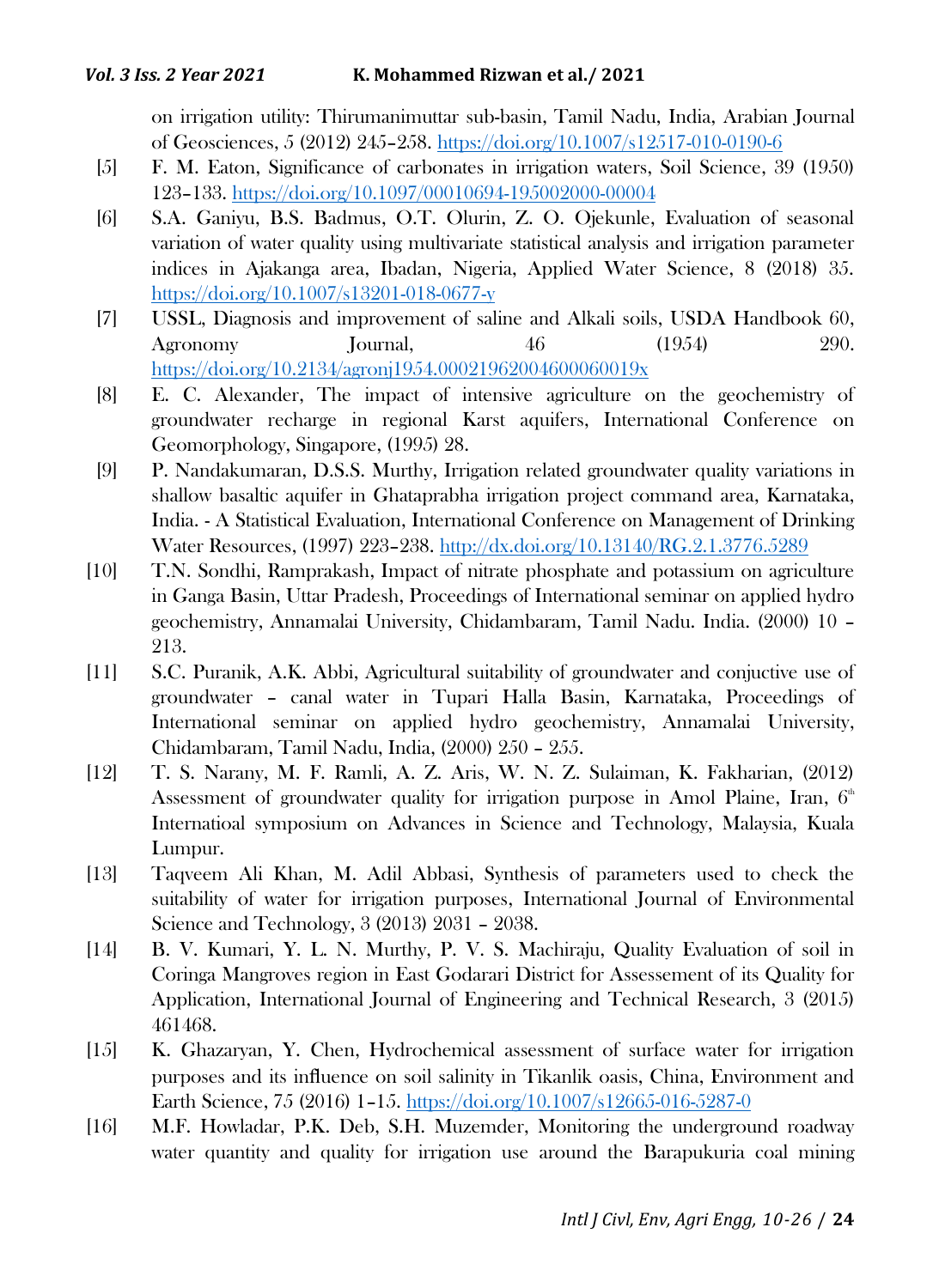on irrigation utility: Thirumanimuttar sub-basin, Tamil Nadu, India, Arabian Journal of Geosciences, 5 (2012) 245–258. https://doi.org/10.1007/s12517-010-0190-6

[5] F. M. Eaton, Significance of carbonates in irrigation waters, Soil Science, 39 (1950) 123–133. https://doi.org/10.1097/00010694-195002000-00004

[6] S.A. Ganiyu, B.S. Badmus, O.T. Olurin, Z. O. Ojekunle, Evaluation of seasonal variation of water quality using multivariate statistical analysis and irrigation parameter indices in Ajakanga area, Ibadan, Nigeria, Applied Water Science, 8 (2018) 35. https://doi.org/10.1007/s13201-018-0677-y

[7] USSL, Diagnosis and improvement of saline and Alkali soils, USDA Handbook 60, Agronomy Journal, 46 (1954) 290. https://doi.org/10.2134/agronj1954.00021962004600060019x

[8] E. C. Alexander, The impact of intensive agriculture on the geochemistry of groundwater recharge in regional Karst aquifers, International Conference on Geomorphology, Singapore, (1995) 28.

[9] P. Nandakumaran, D.S.S. Murthy, Irrigation related groundwater quality variations in shallow basaltic aquifer in Ghataprabha irrigation project command area, Karnataka, India. - A Statistical Evaluation, International Conference on Management of Drinking Water Resources, (1997) 223–238. http://dx.doi.org/10.13140/RG.2.1.3776.5289

[10] T.N. Sondhi, Ramprakash, Impact of nitrate phosphate and potassium on agriculture in Ganga Basin, Uttar Pradesh, Proceedings of International seminar on applied hydro geochemistry, Annamalai University, Chidambaram, Tamil Nadu. India. (2000) 10 – 213.

[11] S.C. Puranik, A.K. Abbi, Agricultural suitability of groundwater and conjuctive use of groundwater – canal water in Tupari Halla Basin, Karnataka, Proceedings of International seminar on applied hydro geochemistry, Annamalai University, Chidambaram, Tamil Nadu, India, (2000) 250 – 255.

[12] T. S. Narany, M. F. Ramli, A. Z. Aris, W. N. Z. Sulaiman, K. Fakharian, (2012) Assessment of groundwater quality for irrigation purpose in Amol Plaine, Iran, 6th Internatioal symposium on Advances in Science and Technology, Malaysia, Kuala Lumpur.

[13] Taqveem Ali Khan, M. Adil Abbasi, Synthesis of parameters used to check the suitability of water for irrigation purposes, International Journal of Environmental Science and Technology, 3 (2013) 2031 – 2038.

[14] B. V. Kumari, Y. L. N. Murthy, P. V. S. Machiraju, Quality Evaluation of soil in Coringa Mangroves region in East Godarari District for Assessement of its Quality for Application, International Journal of Engineering and Technical Research, 3 (2015) 461468.

[15] K. Ghazaryan, Y. Chen, Hydrochemical assessment of surface water for irrigation purposes and its influence on soil salinity in Tikanlik oasis, China, Environment and Earth Science, 75 (2016) 1–15. https://doi.org/10.1007/s12665-016-5287-0

[16] M.F. Howladar, P.K. Deb, S.H. Muzemder, Monitoring the underground roadway water quantity and quality for irrigation use around the Barapukuria coal mining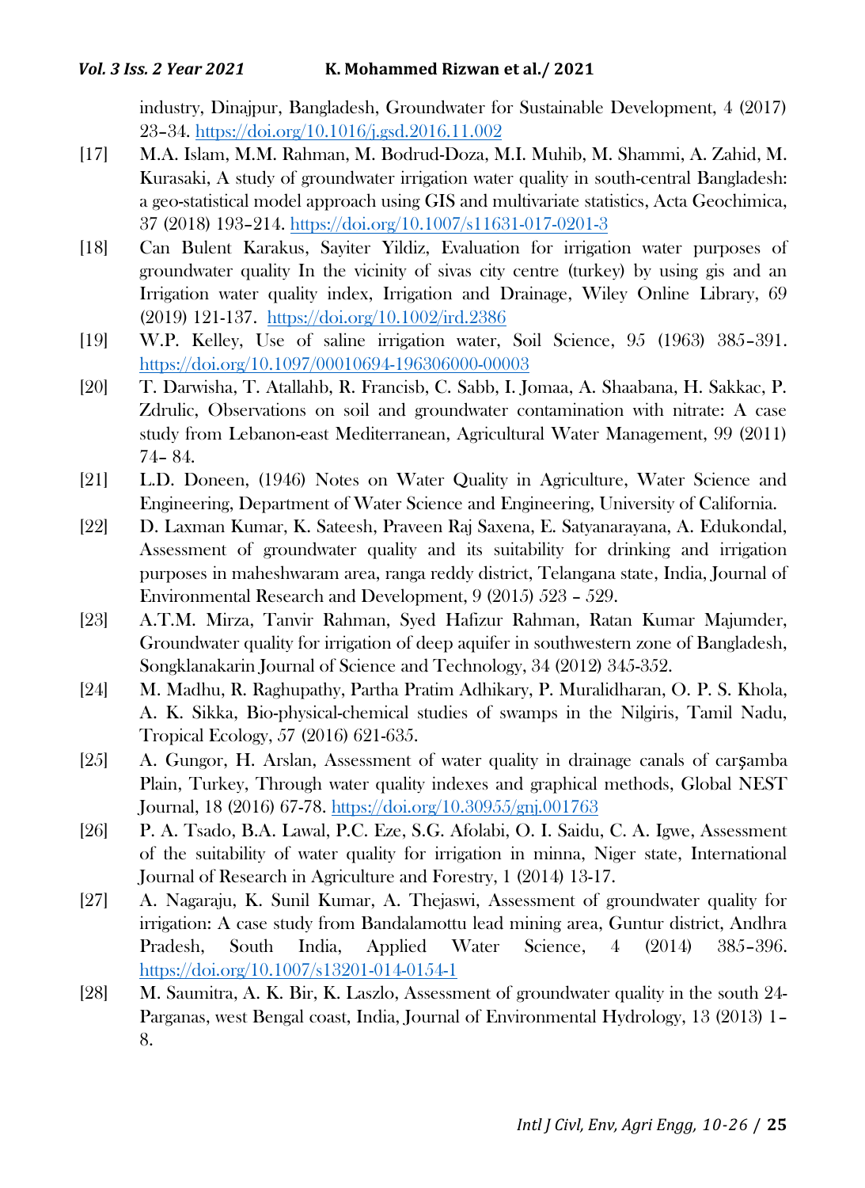industry, Dinajpur, Bangladesh, Groundwater for Sustainable Development, 4 (2017) 23–34. https://doi.org/10.1016/j.gsd.2016.11.002

[17] M.A. Islam, M.M. Rahman, M. Bodrud-Doza, M.I. Muhib, M. Shammi, A. Zahid, M. Kurasaki, A study of groundwater irrigation water quality in south-central Bangladesh: a geo-statistical model approach using GIS and multivariate statistics, Acta Geochimica, 37 (2018) 193–214. https://doi.org/10.1007/s11631-017-0201-3

[18] Can Bulent Karakus, Sayiter Yildiz, Evaluation for irrigation water purposes of groundwater quality In the vicinity of sivas city centre (turkey) by using gis and an Irrigation water quality index, Irrigation and Drainage, Wiley Online Library, 69 (2019) 121-137. https://doi.org/10.1002/ird.2386

[19] W.P. Kelley, Use of saline irrigation water, Soil Science, 95 (1963) 385–391. https://doi.org/10.1097/00010694-196306000-00003

[20] T. Darwisha, T. Atallahb, R. Francisb, C. Sabb, I. Jomaa, A. Shaabana, H. Sakkac, P. Zdrulic, Observations on soil and groundwater contamination with nitrate: A case study from Lebanon-east Mediterranean, Agricultural Water Management, 99 (2011) 74– 84.

[21] L.D. Doneen, (1946) Notes on Water Quality in Agriculture, Water Science and Engineering, Department of Water Science and Engineering, University of California.

[22] D. Laxman Kumar, K. Sateesh, Praveen Raj Saxena, E. Satyanarayana, A. Edukondal, Assessment of groundwater quality and its suitability for drinking and irrigation purposes in maheshwaram area, ranga reddy district, Telangana state, India, Journal of Environmental Research and Development, 9 (2015) 523 – 529.

[23] A.T.M. Mirza, Tanvir Rahman, Syed Hafizur Rahman, Ratan Kumar Majumder, Groundwater quality for irrigation of deep aquifer in southwestern zone of Bangladesh, Songklanakarin Journal of Science and Technology, 34 (2012) 345-352.

[24] M. Madhu, R. Raghupathy, Partha Pratim Adhikary, P. Muralidharan, O. P. S. Khola, A. K. Sikka, Bio-physical-chemical studies of swamps in the Nilgiris, Tamil Nadu, Tropical Ecology, 57 (2016) 621-635.

[25] A. Gungor, H. Arslan, Assessment of water quality in drainage canals of carşamba Plain, Turkey, Through water quality indexes and graphical methods, Global NEST Journal, 18 (2016) 67-78. https://doi.org/10.30955/gnj.001763

[26] P. A. Tsado, B.A. Lawal, P.C. Eze, S.G. Afolabi, O. I. Saidu, C. A. Igwe, Assessment of the suitability of water quality for irrigation in minna, Niger state, International Journal of Research in Agriculture and Forestry, 1 (2014) 13-17.

[27] A. Nagaraju, K. Sunil Kumar, A. Thejaswi, Assessment of groundwater quality for irrigation: A case study from Bandalamottu lead mining area, Guntur district, Andhra Pradesh, South India, Applied Water Science, 4 (2014) 385–396. https://doi.org/10.1007/s13201-014-0154-1

[28] M. Saumitra, A. K. Bir, K. Laszlo, Assessment of groundwater quality in the south 24-Parganas, west Bengal coast, India, Journal of Environmental Hydrology, 13 (2013) 1–8.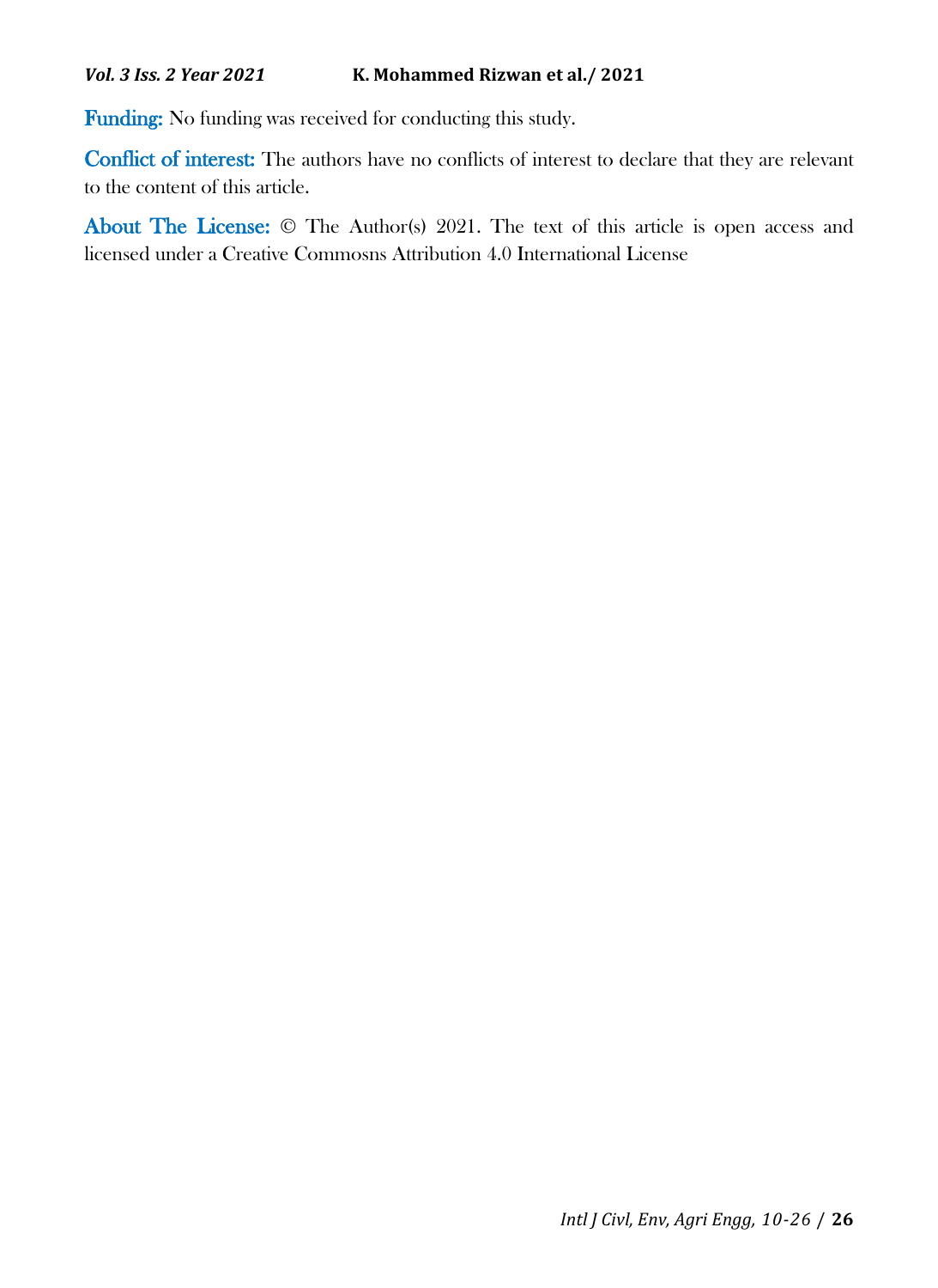**Funding:** No funding was received for conducting this study.

**Conflict of interest:** The authors have no conflicts of interest to declare that they are relevant to the content of this article.

**About The License:** © The Author(s) 2021. The text of this article is open access and licensed under a Creative Commosns Attribution 4.0 International License